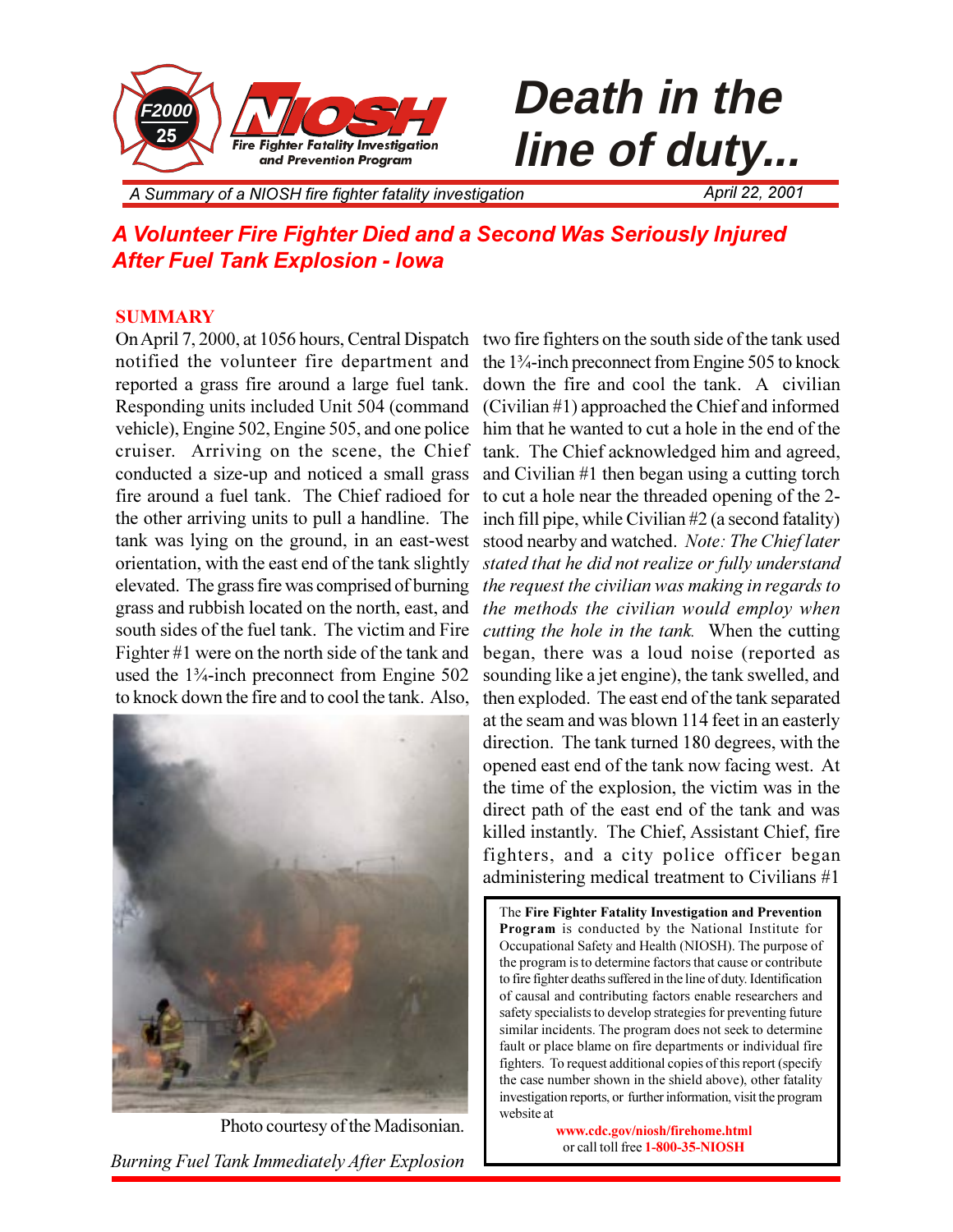F2000 25

**NIOSH** Fire Fighter Fatality Investigation and Prevention Program

# Death in the line of duty...

*A Summary of a NIOSH fire fighter fatality investigation* — *April 22, 2001*

## A Volunteer Fire Fighter Died and a Second Was Seriously Injured After Fuel Tank Explosion - Iowa

### SUMMARY

On April 7, 2000, at 1056 hours, Central Dispatch notified the volunteer fire department and reported a grass fire around a large fuel tank. Responding units included Unit 504 (command vehicle), Engine 502, Engine 505, and one police cruiser. Arriving on the scene, the Chief conducted a size-up and noticed a small grass fire around a fuel tank. The Chief radioed for the other arriving units to pull a handline. The tank was lying on the ground, in an east-west orientation, with the east end of the tank slightly elevated. The grass fire was comprised of burning grass and rubbish located on the north, east, and south sides of the fuel tank. The victim and Fire Fighter #1 were on the north side of the tank and used the 1¾-inch preconnect from Engine 502 to knock down the fire and to cool the tank. Also, two fire fighters on the south side of the tank used the 1¾-inch preconnect from Engine 505 to knock down the fire and cool the tank. A civilian (Civilian #1) approached the Chief and informed him that he wanted to cut a hole in the end of the tank. The Chief acknowledged him and agreed, and Civilian #1 then began using a cutting torch to cut a hole near the threaded opening of the 2-inch fill pipe, while Civilian #2 (a second fatality) stood nearby and watched. *Note: The Chief later stated that he did not realize or fully understand the request the civilian was making in regards to the methods the civilian would employ when cutting the hole in the tank.* When the cutting began, there was a loud noise (reported as sounding like a jet engine), the tank swelled, and then exploded. The east end of the tank separated at the seam and was blown 114 feet in an easterly direction. The tank turned 180 degrees, with the opened east end of the tank now facing west. At the time of the explosion, the victim was in the direct path of the east end of the tank and was killed instantly. The Chief, Assistant Chief, fire fighters, and a city police officer began administering medical treatment to Civilians #1

Photo courtesy of the Madisonian.

*Burning Fuel Tank Immediately After Explosion*

The **Fire Fighter Fatality Investigation and Prevention Program** is conducted by the National Institute for Occupational Safety and Health (NIOSH). The purpose of the program is to determine factors that cause or contribute to fire fighter deaths suffered in the line of duty. Identification of causal and contributing factors enable researchers and safety specialists to develop strategies for preventing future similar incidents. The program does not seek to determine fault or place blame on fire departments or individual fire fighters. To request additional copies of this report (specify the case number shown in the shield above), other fatality investigation reports, or further information, visit the program website at

**www.cdc.gov/niosh/firehome.html**
or call toll free **1-800-35-NIOSH**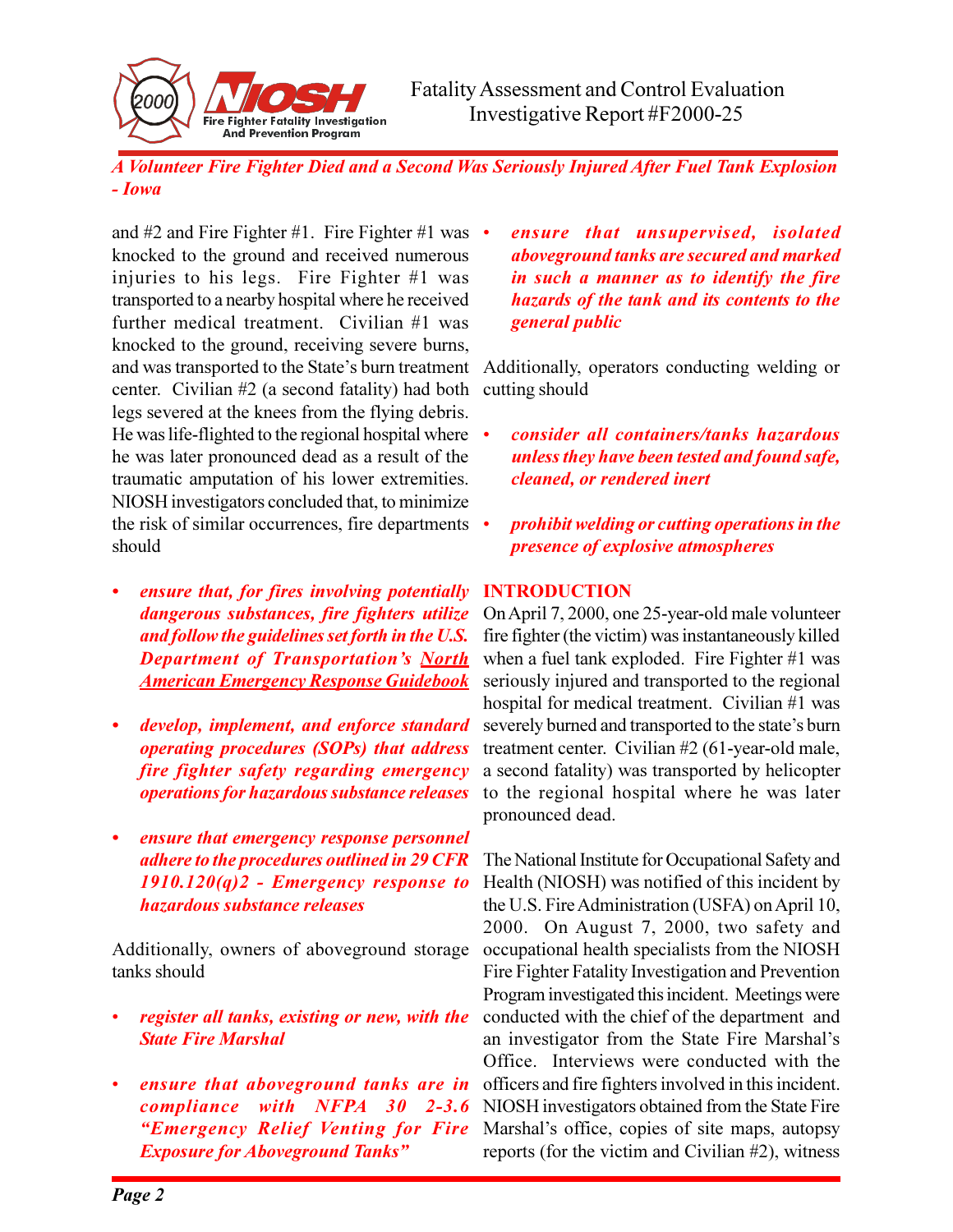and #2 and Fire Fighter #1. Fire Fighter #1 was knocked to the ground and received numerous injuries to his legs. Fire Fighter #1 was transported to a nearby hospital where he received further medical treatment. Civilian #1 was knocked to the ground, receiving severe burns, and was transported to the State's burn treatment center. Civilian #2 (a second fatality) had both legs severed at the knees from the flying debris. He was life-flighted to the regional hospital where he was later pronounced dead as a result of the traumatic amputation of his lower extremities. NIOSH investigators concluded that, to minimize the risk of similar occurrences, fire departments should

- ***ensure that, for fires involving potentially dangerous substances, fire fighters utilize and follow the guidelines set forth in the U.S. Department of Transportation's North American Emergency Response Guidebook***
- ***develop, implement, and enforce standard operating procedures (SOPs) that address fire fighter safety regarding emergency operations for hazardous substance releases***
- ***ensure that emergency response personnel adhere to the procedures outlined in 29 CFR 1910.120(q)2 - Emergency response to hazardous substance releases***

Additionally, owners of aboveground storage tanks should

- ***register all tanks, existing or new, with the State Fire Marshal***
- ***ensure that aboveground tanks are in compliance with NFPA 30 2-3.6 "Emergency Relief Venting for Fire Exposure for Aboveground Tanks"***
- ***ensure that unsupervised, isolated aboveground tanks are secured and marked in such a manner as to identify the fire hazards of the tank and its contents to the general public***

Additionally, operators conducting welding or cutting should

- ***consider all containers/tanks hazardous unless they have been tested and found safe, cleaned, or rendered inert***
- ***prohibit welding or cutting operations in the presence of explosive atmospheres***

## INTRODUCTION

On April 7, 2000, one 25-year-old male volunteer fire fighter (the victim) was instantaneously killed when a fuel tank exploded. Fire Fighter #1 was seriously injured and transported to the regional hospital for medical treatment. Civilian #1 was severely burned and transported to the state's burn treatment center. Civilian #2 (61-year-old male, a second fatality) was transported by helicopter to the regional hospital where he was later pronounced dead.

The National Institute for Occupational Safety and Health (NIOSH) was notified of this incident by the U.S. Fire Administration (USFA) on April 10, 2000. On August 7, 2000, two safety and occupational health specialists from the NIOSH Fire Fighter Fatality Investigation and Prevention Program investigated this incident. Meetings were conducted with the chief of the department and an investigator from the State Fire Marshal's Office. Interviews were conducted with the officers and fire fighters involved in this incident. NIOSH investigators obtained from the State Fire Marshal's office, copies of site maps, autopsy reports (for the victim and Civilian #2), witness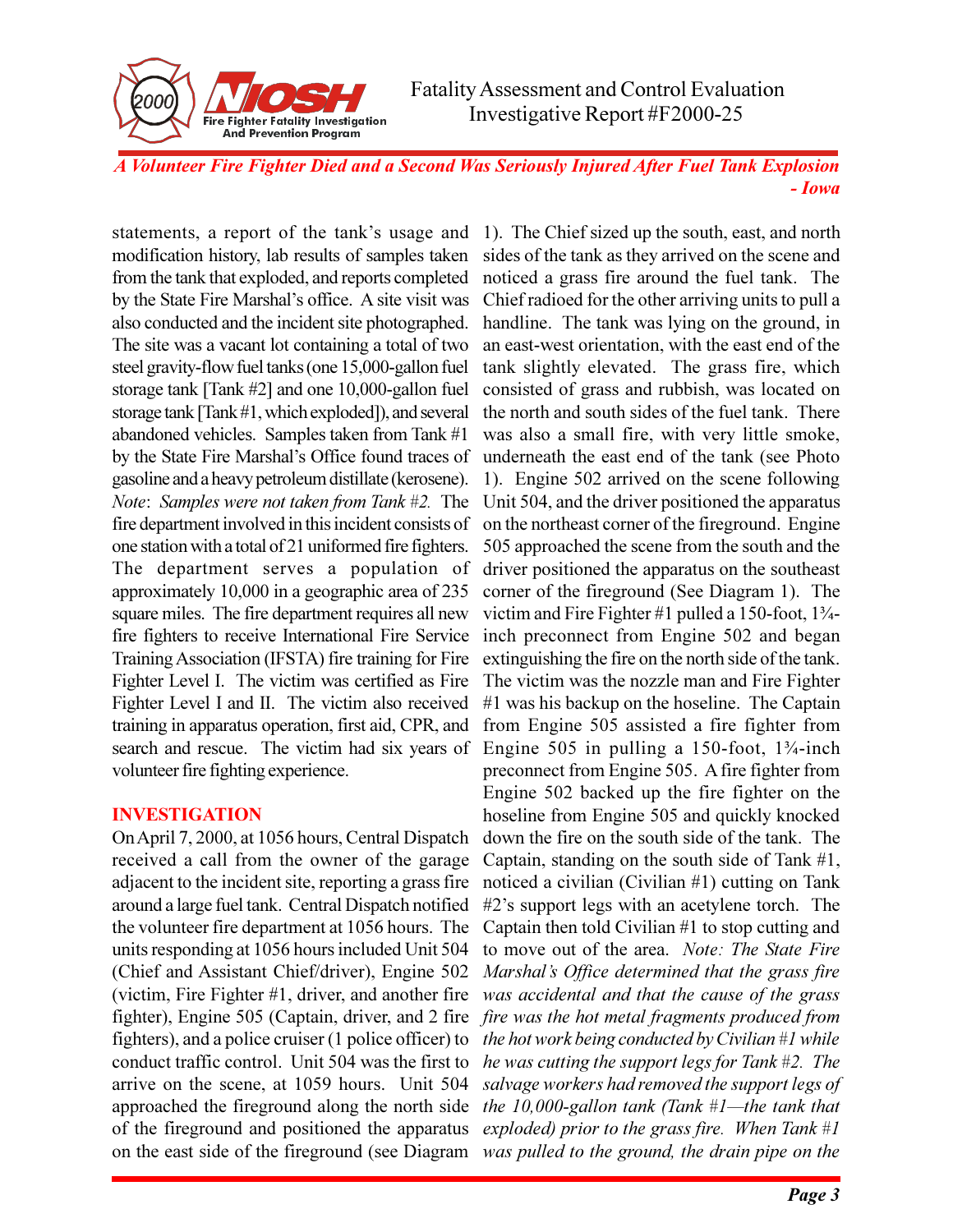statements, a report of the tank's usage and modification history, lab results of samples taken from the tank that exploded, and reports completed by the State Fire Marshal's office. A site visit was also conducted and the incident site photographed. The site was a vacant lot containing a total of two steel gravity-flow fuel tanks (one 15,000-gallon fuel storage tank [Tank #2] and one 10,000-gallon fuel storage tank [Tank #1, which exploded]), and several abandoned vehicles. Samples taken from Tank #1 by the State Fire Marshal's Office found traces of gasoline and a heavy petroleum distillate (kerosene). *Note: Samples were not taken from Tank #2.* The fire department involved in this incident consists of one station with a total of 21 uniformed fire fighters. The department serves a population of approximately 10,000 in a geographic area of 235 square miles. The fire department requires all new fire fighters to receive International Fire Service Training Association (IFSTA) fire training for Fire Fighter Level I. The victim was certified as Fire Fighter Level I and II. The victim also received training in apparatus operation, first aid, CPR, and search and rescue. The victim had six years of volunteer fire fighting experience.

## INVESTIGATION

On April 7, 2000, at 1056 hours, Central Dispatch received a call from the owner of the garage adjacent to the incident site, reporting a grass fire around a large fuel tank. Central Dispatch notified the volunteer fire department at 1056 hours. The units responding at 1056 hours included Unit 504 (Chief and Assistant Chief/driver), Engine 502 (victim, Fire Fighter #1, driver, and another fire fighter), Engine 505 (Captain, driver, and 2 fire fighters), and a police cruiser (1 police officer) to conduct traffic control. Unit 504 was the first to arrive on the scene, at 1059 hours. Unit 504 approached the fireground along the north side of the fireground and positioned the apparatus on the east side of the fireground (see Diagram 1). The Chief sized up the south, east, and north sides of the tank as they arrived on the scene and noticed a grass fire around the fuel tank. The Chief radioed for the other arriving units to pull a handline. The tank was lying on the ground, in an east-west orientation, with the east end of the tank slightly elevated. The grass fire, which consisted of grass and rubbish, was located on the north and south sides of the fuel tank. There was also a small fire, with very little smoke, underneath the east end of the tank (see Photo 1). Engine 502 arrived on the scene following Unit 504, and the driver positioned the apparatus on the northeast corner of the fireground. Engine 505 approached the scene from the south and the driver positioned the apparatus on the southeast corner of the fireground (See Diagram 1). The victim and Fire Fighter #1 pulled a 150-foot, 1¾-inch preconnect from Engine 502 and began extinguishing the fire on the north side of the tank. The victim was the nozzle man and Fire Fighter #1 was his backup on the hoseline. The Captain from Engine 505 assisted a fire fighter from Engine 505 in pulling a 150-foot, 1¾-inch preconnect from Engine 505. A fire fighter from Engine 502 backed up the fire fighter on the hoseline from Engine 505 and quickly knocked down the fire on the south side of the tank. The Captain, standing on the south side of Tank #1, noticed a civilian (Civilian #1) cutting on Tank #2's support legs with an acetylene torch. The Captain then told Civilian #1 to stop cutting and to move out of the area. *Note: The State Fire Marshal's Office determined that the grass fire was accidental and that the cause of the grass fire was the hot metal fragments produced from the hot work being conducted by Civilian #1 while he was cutting the support legs for Tank #2. The salvage workers had removed the support legs of the 10,000-gallon tank (Tank #1—the tank that exploded) prior to the grass fire. When Tank #1 was pulled to the ground, the drain pipe on the*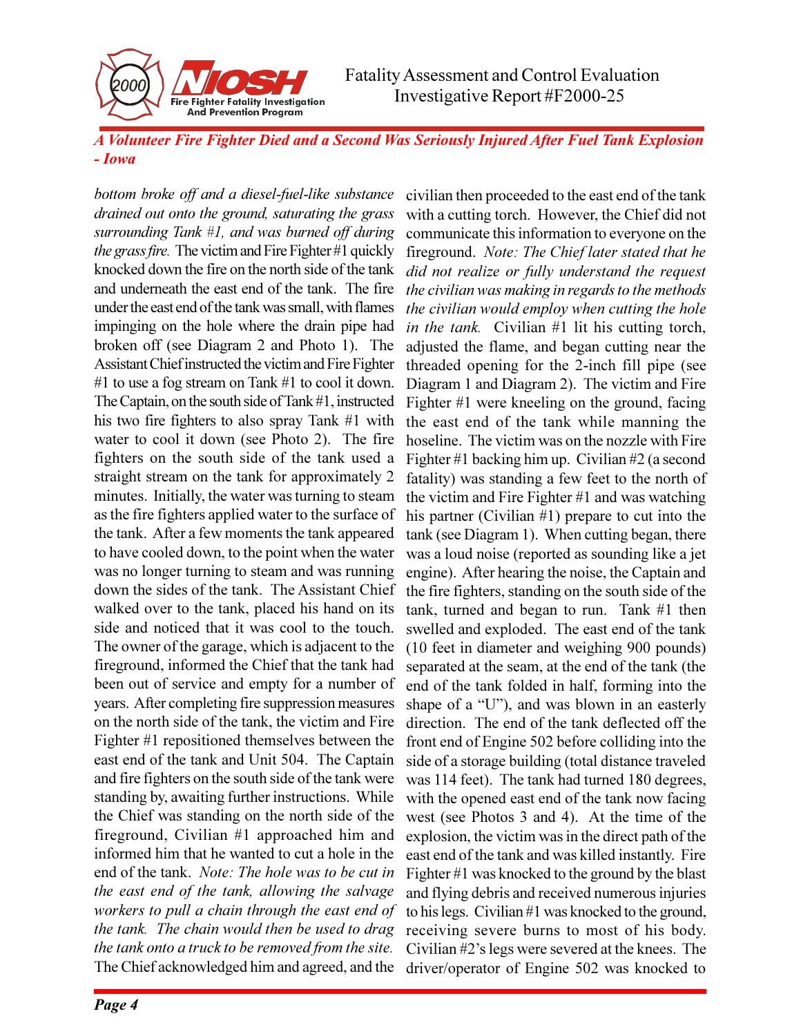*bottom broke off and a diesel-fuel-like substance drained out onto the ground, saturating the grass surrounding Tank #1, and was burned off during the grass fire.* The victim and Fire Fighter #1 quickly knocked down the fire on the north side of the tank and underneath the east end of the tank. The fire under the east end of the tank was small, with flames impinging on the hole where the drain pipe had broken off (see Diagram 2 and Photo 1). The Assistant Chief instructed the victim and Fire Fighter #1 to use a fog stream on Tank #1 to cool it down. The Captain, on the south side of Tank #1, instructed his two fire fighters to also spray Tank #1 with water to cool it down (see Photo 2). The fire fighters on the south side of the tank used a straight stream on the tank for approximately 2 minutes. Initially, the water was turning to steam as the fire fighters applied water to the surface of the tank. After a few moments the tank appeared to have cooled down, to the point when the water was no longer turning to steam and was running down the sides of the tank. The Assistant Chief walked over to the tank, placed his hand on its side and noticed that it was cool to the touch. The owner of the garage, which is adjacent to the fireground, informed the Chief that the tank had been out of service and empty for a number of years. After completing fire suppression measures on the north side of the tank, the victim and Fire Fighter #1 repositioned themselves between the east end of the tank and Unit 504. The Captain and fire fighters on the south side of the tank were standing by, awaiting further instructions. While the Chief was standing on the north side of the fireground, Civilian #1 approached him and informed him that he wanted to cut a hole in the end of the tank. *Note: The hole was to be cut in the east end of the tank, allowing the salvage workers to pull a chain through the east end of the tank. The chain would then be used to drag the tank onto a truck to be removed from the site.* The Chief acknowledged him and agreed, and the civilian then proceeded to the east end of the tank with a cutting torch. However, the Chief did not communicate this information to everyone on the fireground. *Note: The Chief later stated that he did not realize or fully understand the request the civilian was making in regards to the methods the civilian would employ when cutting the hole in the tank.* Civilian #1 lit his cutting torch, adjusted the flame, and began cutting near the threaded opening for the 2-inch fill pipe (see Diagram 1 and Diagram 2). The victim and Fire Fighter #1 were kneeling on the ground, facing the east end of the tank while manning the hoseline. The victim was on the nozzle with Fire Fighter #1 backing him up. Civilian #2 (a second fatality) was standing a few feet to the north of the victim and Fire Fighter #1 and was watching his partner (Civilian #1) prepare to cut into the tank (see Diagram 1). When cutting began, there was a loud noise (reported as sounding like a jet engine). After hearing the noise, the Captain and the fire fighters, standing on the south side of the tank, turned and began to run. Tank #1 then swelled and exploded. The east end of the tank (10 feet in diameter and weighing 900 pounds) separated at the seam, at the end of the tank (the end of the tank folded in half, forming into the shape of a "U"), and was blown in an easterly direction. The end of the tank deflected off the front end of Engine 502 before colliding into the side of a storage building (total distance traveled was 114 feet). The tank had turned 180 degrees, with the opened east end of the tank now facing west (see Photos 3 and 4). At the time of the explosion, the victim was in the direct path of the east end of the tank and was killed instantly. Fire Fighter #1 was knocked to the ground by the blast and flying debris and received numerous injuries to his legs. Civilian #1 was knocked to the ground, receiving severe burns to most of his body. Civilian #2's legs were severed at the knees. The driver/operator of Engine 502 was knocked to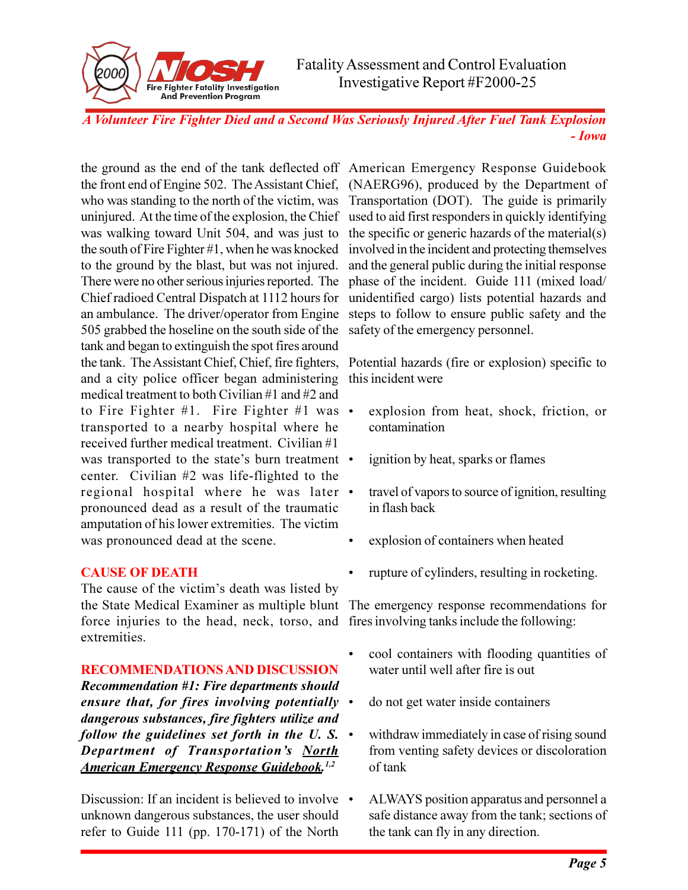the ground as the end of the tank deflected off the front end of Engine 502. The Assistant Chief, who was standing to the north of the victim, was uninjured. At the time of the explosion, the Chief was walking toward Unit 504, and was just to the south of Fire Fighter #1, when he was knocked to the ground by the blast, but was not injured. There were no other serious injuries reported. The Chief radioed Central Dispatch at 1112 hours for an ambulance. The driver/operator from Engine 505 grabbed the hoseline on the south side of the tank and began to extinguish the spot fires around the tank. The Assistant Chief, Chief, fire fighters, and a city police officer began administering medical treatment to both Civilian #1 and #2 and to Fire Fighter #1. Fire Fighter #1 was transported to a nearby hospital where he received further medical treatment. Civilian #1 was transported to the state's burn treatment center. Civilian #2 was life-flighted to the regional hospital where he was later pronounced dead as a result of the traumatic amputation of his lower extremities. The victim was pronounced dead at the scene.

## CAUSE OF DEATH

The cause of the victim's death was listed by the State Medical Examiner as multiple blunt force injuries to the head, neck, torso, and extremities.

## RECOMMENDATIONS AND DISCUSSION

***Recommendation #1: Fire departments should ensure that, for fires involving potentially dangerous substances, fire fighters utilize and follow the guidelines set forth in the U. S. Department of Transportation's North American Emergency Response Guidebook.*** [1,2]

Discussion: If an incident is believed to involve unknown dangerous substances, the user should refer to Guide 111 (pp. 170-171) of the North American Emergency Response Guidebook (NAERG96), produced by the Department of Transportation (DOT). The guide is primarily used to aid first responders in quickly identifying the specific or generic hazards of the material(s) involved in the incident and protecting themselves and the general public during the initial response phase of the incident. Guide 111 (mixed load/unidentified cargo) lists potential hazards and steps to follow to ensure public safety and the safety of the emergency personnel.

Potential hazards (fire or explosion) specific to this incident were

- explosion from heat, shock, friction, or contamination
- ignition by heat, sparks or flames
- travel of vapors to source of ignition, resulting in flash back
- explosion of containers when heated
- rupture of cylinders, resulting in rocketing.

The emergency response recommendations for fires involving tanks include the following:

- cool containers with flooding quantities of water until well after fire is out
- do not get water inside containers
- withdraw immediately in case of rising sound from venting safety devices or discoloration of tank
- ALWAYS position apparatus and personnel a safe distance away from the tank; sections of the tank can fly in any direction.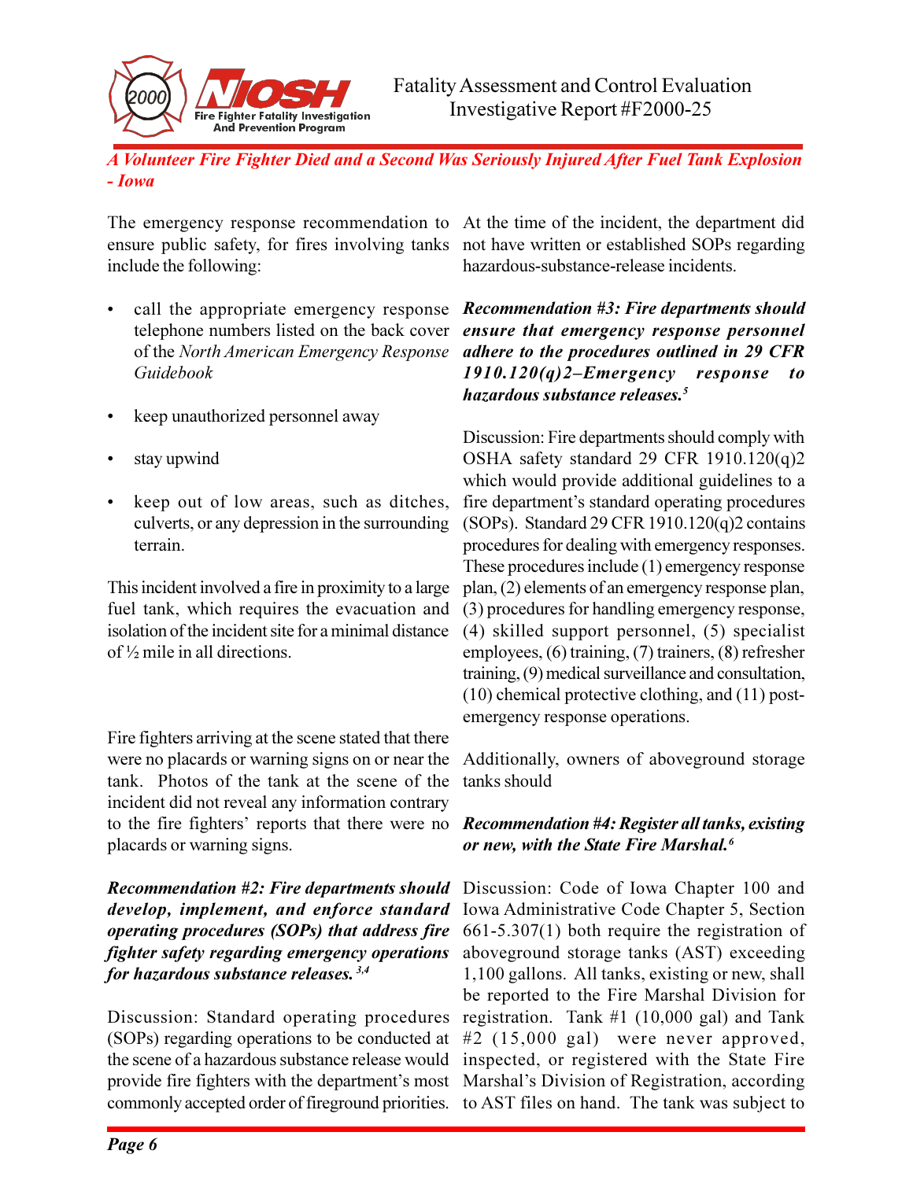The emergency response recommendation to ensure public safety, for fires involving tanks include the following:

- call the appropriate emergency response telephone numbers listed on the back cover of the *North American Emergency Response Guidebook*
- keep unauthorized personnel away
- stay upwind
- keep out of low areas, such as ditches, culverts, or any depression in the surrounding terrain.

This incident involved a fire in proximity to a large fuel tank, which requires the evacuation and isolation of the incident site for a minimal distance of ½ mile in all directions.

Fire fighters arriving at the scene stated that there were no placards or warning signs on or near the tank. Photos of the tank at the scene of the incident did not reveal any information contrary to the fire fighters' reports that there were no placards or warning signs.

***Recommendation #2: Fire departments should develop, implement, and enforce standard operating procedures (SOPs) that address fire fighter safety regarding emergency operations for hazardous substance releases.*** [3,4]

Discussion: Standard operating procedures (SOPs) regarding operations to be conducted at the scene of a hazardous substance release would provide fire fighters with the department's most commonly accepted order of fireground priorities. At the time of the incident, the department did not have written or established SOPs regarding hazardous-substance-release incidents.

***Recommendation #3: Fire departments should ensure that emergency response personnel adhere to the procedures outlined in 29 CFR 1910.120(q)2–Emergency response to hazardous substance releases.*** [5]

Discussion: Fire departments should comply with OSHA safety standard 29 CFR 1910.120(q)2 which would provide additional guidelines to a fire department's standard operating procedures (SOPs). Standard 29 CFR 1910.120(q)2 contains procedures for dealing with emergency responses. These procedures include (1) emergency response plan, (2) elements of an emergency response plan, (3) procedures for handling emergency response, (4) skilled support personnel, (5) specialist employees, (6) training, (7) trainers, (8) refresher training, (9) medical surveillance and consultation, (10) chemical protective clothing, and (11) post-emergency response operations.

Additionally, owners of aboveground storage tanks should

***Recommendation #4: Register all tanks, existing or new, with the State Fire Marshal.*** [6]

Discussion: Code of Iowa Chapter 100 and Iowa Administrative Code Chapter 5, Section 661-5.307(1) both require the registration of aboveground storage tanks (AST) exceeding 1,100 gallons. All tanks, existing or new, shall be reported to the Fire Marshal Division for registration. Tank #1 (10,000 gal) and Tank #2 (15,000 gal) were never approved, inspected, or registered with the State Fire Marshal's Division of Registration, according to AST files on hand. The tank was subject to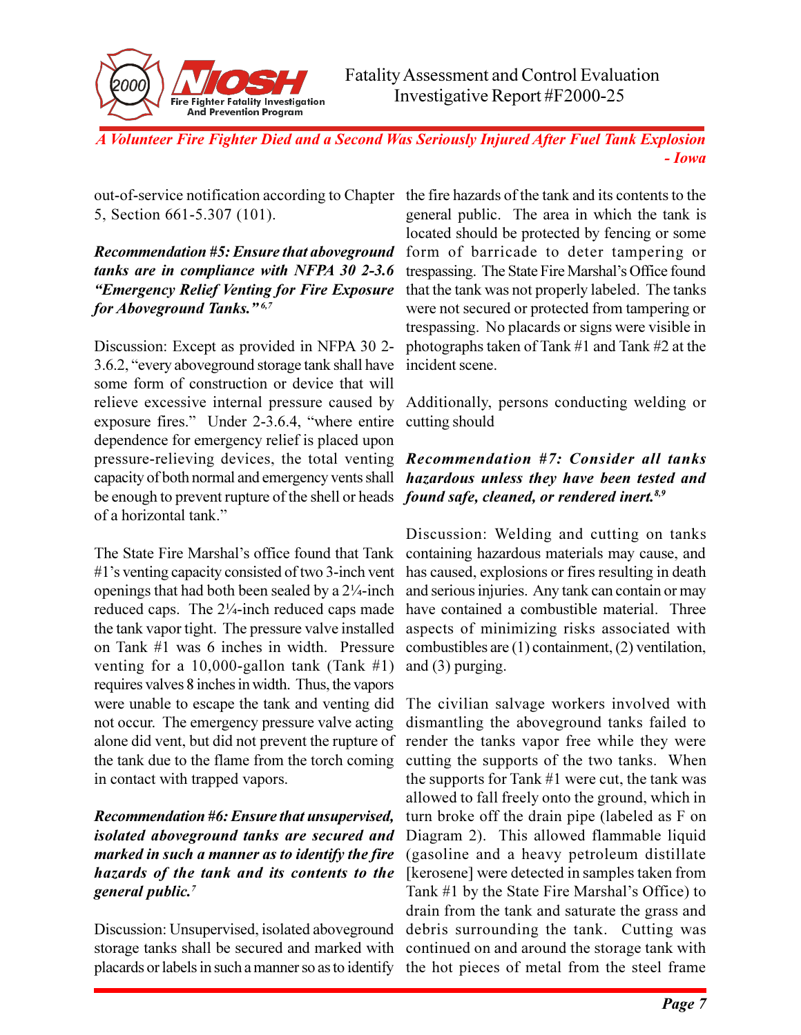out-of-service notification according to Chapter 5, Section 661-5.307 (101).

***Recommendation #5: Ensure that aboveground tanks are in compliance with NFPA 30 2-3.6 "Emergency Relief Venting for Fire Exposure for Aboveground Tanks."[6,7]***

Discussion: Except as provided in NFPA 30 2-3.6.2, "every aboveground storage tank shall have some form of construction or device that will relieve excessive internal pressure caused by exposure fires." Under 2-3.6.4, "where entire dependence for emergency relief is placed upon pressure-relieving devices, the total venting capacity of both normal and emergency vents shall be enough to prevent rupture of the shell or heads of a horizontal tank."

The State Fire Marshal's office found that Tank #1's venting capacity consisted of two 3-inch vent openings that had both been sealed by a 2¼-inch reduced caps. The 2¼-inch reduced caps made the tank vapor tight. The pressure valve installed on Tank #1 was 6 inches in width. Pressure venting for a 10,000-gallon tank (Tank #1) requires valves 8 inches in width. Thus, the vapors were unable to escape the tank and venting did not occur. The emergency pressure valve acting alone did vent, but did not prevent the rupture of the tank due to the flame from the torch coming in contact with trapped vapors.

***Recommendation #6: Ensure that unsupervised, isolated aboveground tanks are secured and marked in such a manner as to identify the fire hazards of the tank and its contents to the general public.[7]***

Discussion: Unsupervised, isolated aboveground storage tanks shall be secured and marked with placards or labels in such a manner so as to identify the fire hazards of the tank and its contents to the general public. The area in which the tank is located should be protected by fencing or some form of barricade to deter tampering or trespassing. The State Fire Marshal's Office found that the tank was not properly labeled. The tanks were not secured or protected from tampering or trespassing. No placards or signs were visible in photographs taken of Tank #1 and Tank #2 at the incident scene.

Additionally, persons conducting welding or cutting should

***Recommendation #7: Consider all tanks hazardous unless they have been tested and found safe, cleaned, or rendered inert.[8,9]***

Discussion: Welding and cutting on tanks containing hazardous materials may cause, and has caused, explosions or fires resulting in death and serious injuries. Any tank can contain or may have contained a combustible material. Three aspects of minimizing risks associated with combustibles are (1) containment, (2) ventilation, and (3) purging.

The civilian salvage workers involved with dismantling the aboveground tanks failed to render the tanks vapor free while they were cutting the supports of the two tanks. When the supports for Tank #1 were cut, the tank was allowed to fall freely onto the ground, which in turn broke off the drain pipe (labeled as F on Diagram 2). This allowed flammable liquid (gasoline and a heavy petroleum distillate [kerosene] were detected in samples taken from Tank #1 by the State Fire Marshal's Office) to drain from the tank and saturate the grass and debris surrounding the tank. Cutting was continued on and around the storage tank with the hot pieces of metal from the steel frame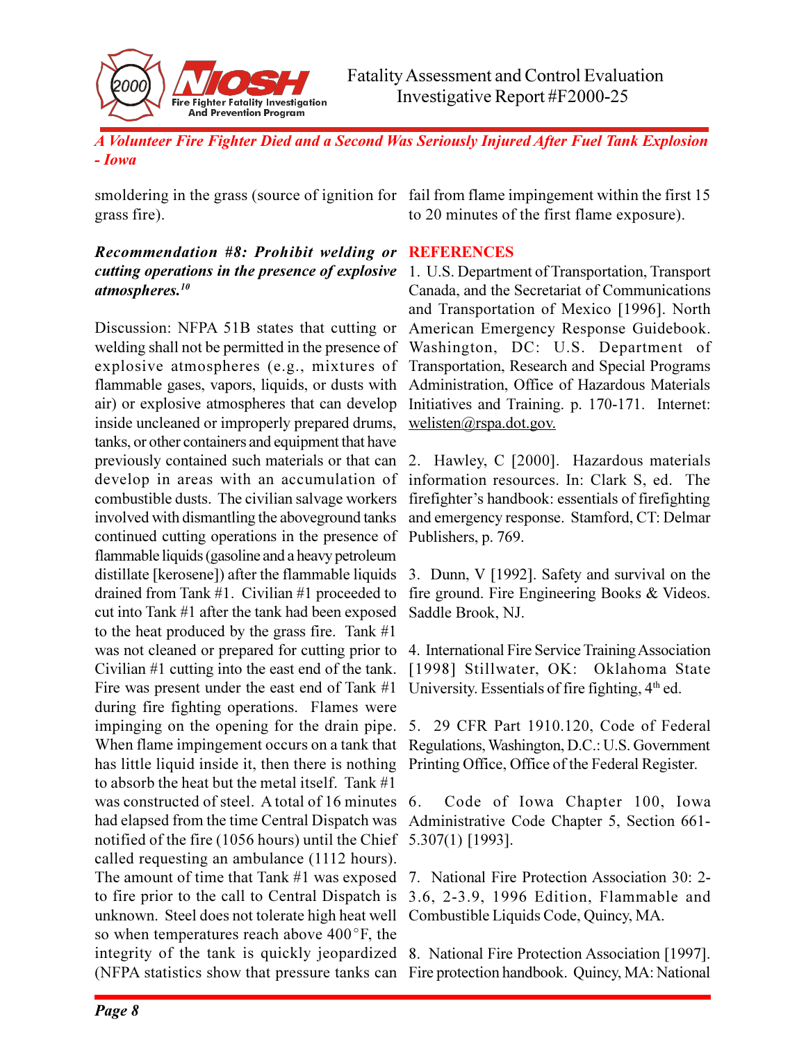smoldering in the grass (source of ignition for grass fire).

***Recommendation #8: Prohibit welding or cutting operations in the presence of explosive atmospheres.[10]***

Discussion: NFPA 51B states that cutting or welding shall not be permitted in the presence of explosive atmospheres (e.g., mixtures of flammable gases, vapors, liquids, or dusts with air) or explosive atmospheres that can develop inside uncleaned or improperly prepared drums, tanks, or other containers and equipment that have previously contained such materials or that can develop in areas with an accumulation of combustible dusts. The civilian salvage workers involved with dismantling the aboveground tanks continued cutting operations in the presence of flammable liquids (gasoline and a heavy petroleum distillate [kerosene]) after the flammable liquids drained from Tank #1. Civilian #1 proceeded to cut into Tank #1 after the tank had been exposed to the heat produced by the grass fire. Tank #1 was not cleaned or prepared for cutting prior to Civilian #1 cutting into the east end of the tank. Fire was present under the east end of Tank #1 during fire fighting operations. Flames were impinging on the opening for the drain pipe. When flame impingement occurs on a tank that has little liquid inside it, then there is nothing to absorb the heat but the metal itself. Tank #1 was constructed of steel. A total of 16 minutes had elapsed from the time Central Dispatch was notified of the fire (1056 hours) until the Chief called requesting an ambulance (1112 hours). The amount of time that Tank #1 was exposed to fire prior to the call to Central Dispatch is unknown. Steel does not tolerate high heat well so when temperatures reach above 400°F, the integrity of the tank is quickly jeopardized (NFPA statistics show that pressure tanks can fail from flame impingement within the first 15 to 20 minutes of the first flame exposure).

## REFERENCES

1. U.S. Department of Transportation, Transport Canada, and the Secretariat of Communications and Transportation of Mexico [1996]. North American Emergency Response Guidebook. Washington, DC: U.S. Department of Transportation, Research and Special Programs Administration, Office of Hazardous Materials Initiatives and Training. p. 170-171. Internet: welisten@rspa.dot.gov.

2. Hawley, C [2000]. Hazardous materials information resources. In: Clark S, ed. The firefighter's handbook: essentials of firefighting and emergency response. Stamford, CT: Delmar Publishers, p. 769.

3. Dunn, V [1992]. Safety and survival on the fire ground. Fire Engineering Books & Videos. Saddle Brook, NJ.

4. International Fire Service Training Association [1998] Stillwater, OK: Oklahoma State University. Essentials of fire fighting, 4th ed.

5. 29 CFR Part 1910.120, Code of Federal Regulations, Washington, D.C.: U.S. Government Printing Office, Office of the Federal Register.

6. Code of Iowa Chapter 100, Iowa Administrative Code Chapter 5, Section 661-5.307(1) [1993].

7. National Fire Protection Association 30: 2-3.6, 2-3.9, 1996 Edition, Flammable and Combustible Liquids Code, Quincy, MA.

8. National Fire Protection Association [1997]. Fire protection handbook. Quincy, MA: National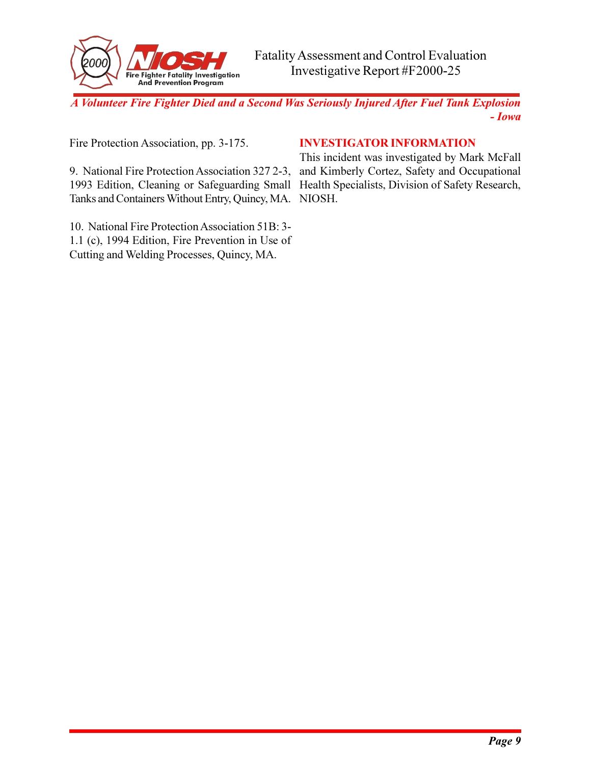Fire Protection Association, pp. 3-175.

9. National Fire Protection Association 327 2-3, 1993 Edition, Cleaning or Safeguarding Small Tanks and Containers Without Entry, Quincy, MA.

10. National Fire Protection Association 51B: 3-1.1 (c), 1994 Edition, Fire Prevention in Use of Cutting and Welding Processes, Quincy, MA.

## INVESTIGATOR INFORMATION

This incident was investigated by Mark McFall and Kimberly Cortez, Safety and Occupational Health Specialists, Division of Safety Research, NIOSH.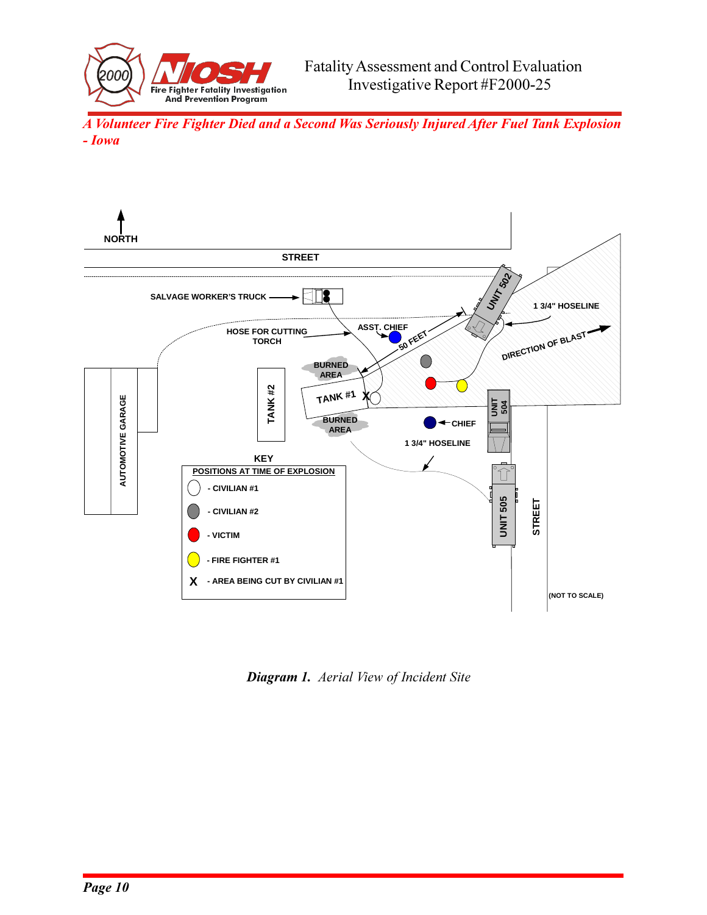KEY

POSITIONS AT TIME OF EXPLOSION

- CIVILIAN #1
- CIVILIAN #2
- VICTIM
- FIRE FIGHTER #1
- X - AREA BEING CUT BY CIVILIAN #1

(NOT TO SCALE)

***Diagram 1.*** *Aerial View of Incident Site*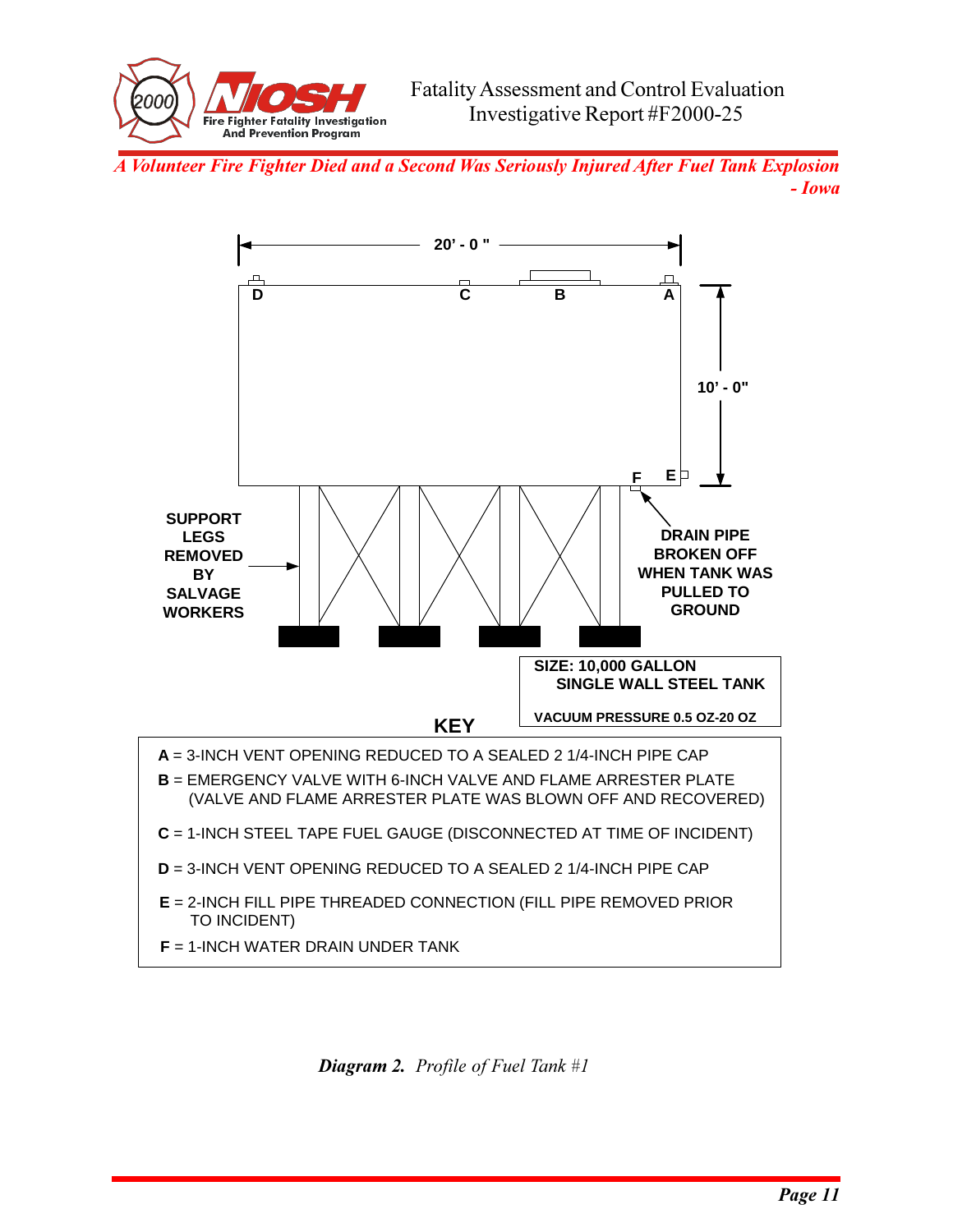20' - 0"

D C B A

10' - 0"

F E

SUPPORT LEGS REMOVED BY SALVAGE WORKERS

DRAIN PIPE BROKEN OFF WHEN TANK WAS PULLED TO GROUND

SIZE: 10,000 GALLON
SINGLE WALL STEEL TANK

VACUUM PRESSURE 0.5 OZ-20 OZ

**KEY**

**A** = 3-INCH VENT OPENING REDUCED TO A SEALED 2 1/4-INCH PIPE CAP

**B** = EMERGENCY VALVE WITH 6-INCH VALVE AND FLAME ARRESTER PLATE (VALVE AND FLAME ARRESTER PLATE WAS BLOWN OFF AND RECOVERED)

**C** = 1-INCH STEEL TAPE FUEL GAUGE (DISCONNECTED AT TIME OF INCIDENT)

**D** = 3-INCH VENT OPENING REDUCED TO A SEALED 2 1/4-INCH PIPE CAP

**E** = 2-INCH FILL PIPE THREADED CONNECTION (FILL PIPE REMOVED PRIOR TO INCIDENT)

**F** = 1-INCH WATER DRAIN UNDER TANK

***Diagram 2.*** *Profile of Fuel Tank #1*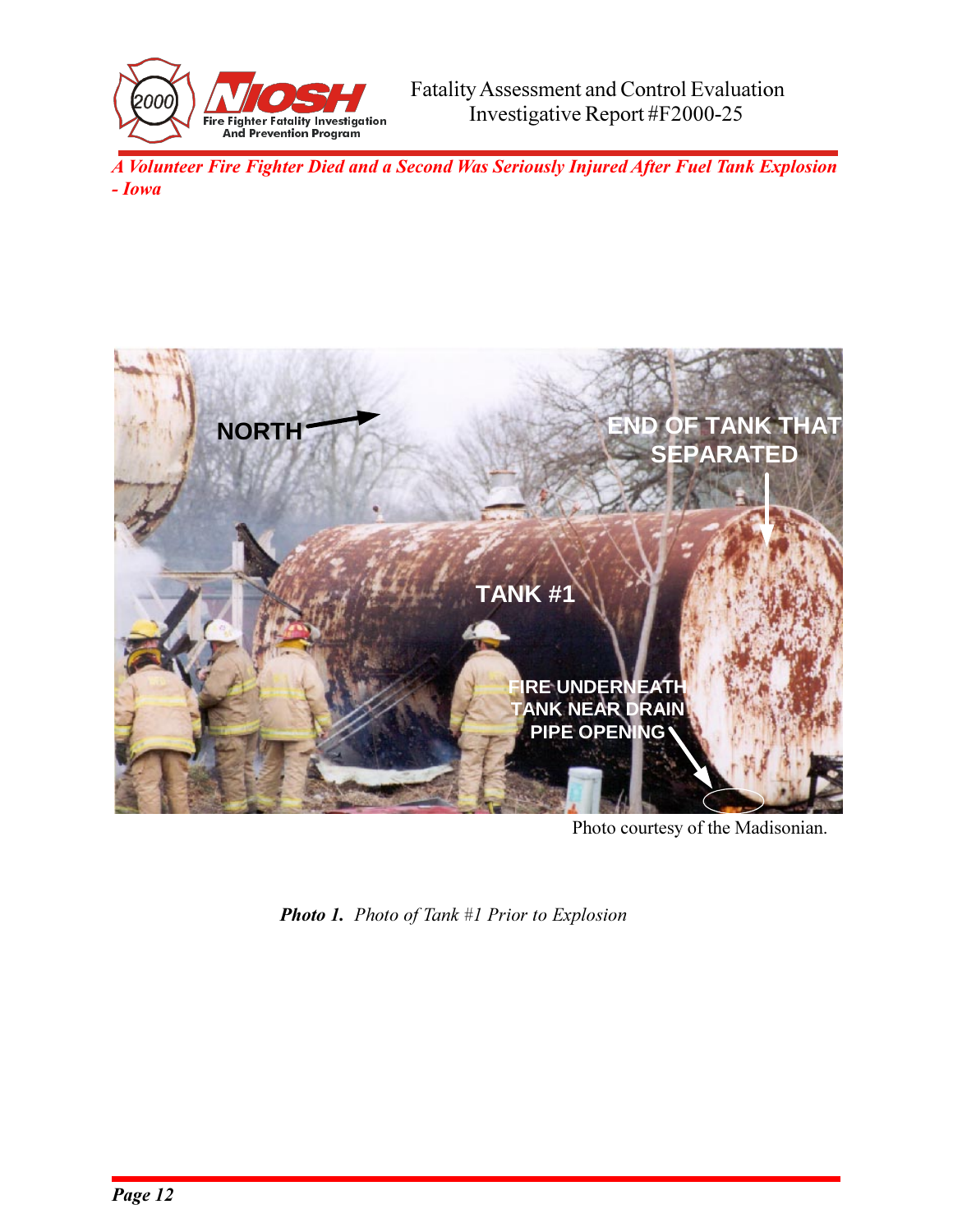Photo courtesy of the Madisonian.

***Photo 1.*** *Photo of Tank #1 Prior to Explosion*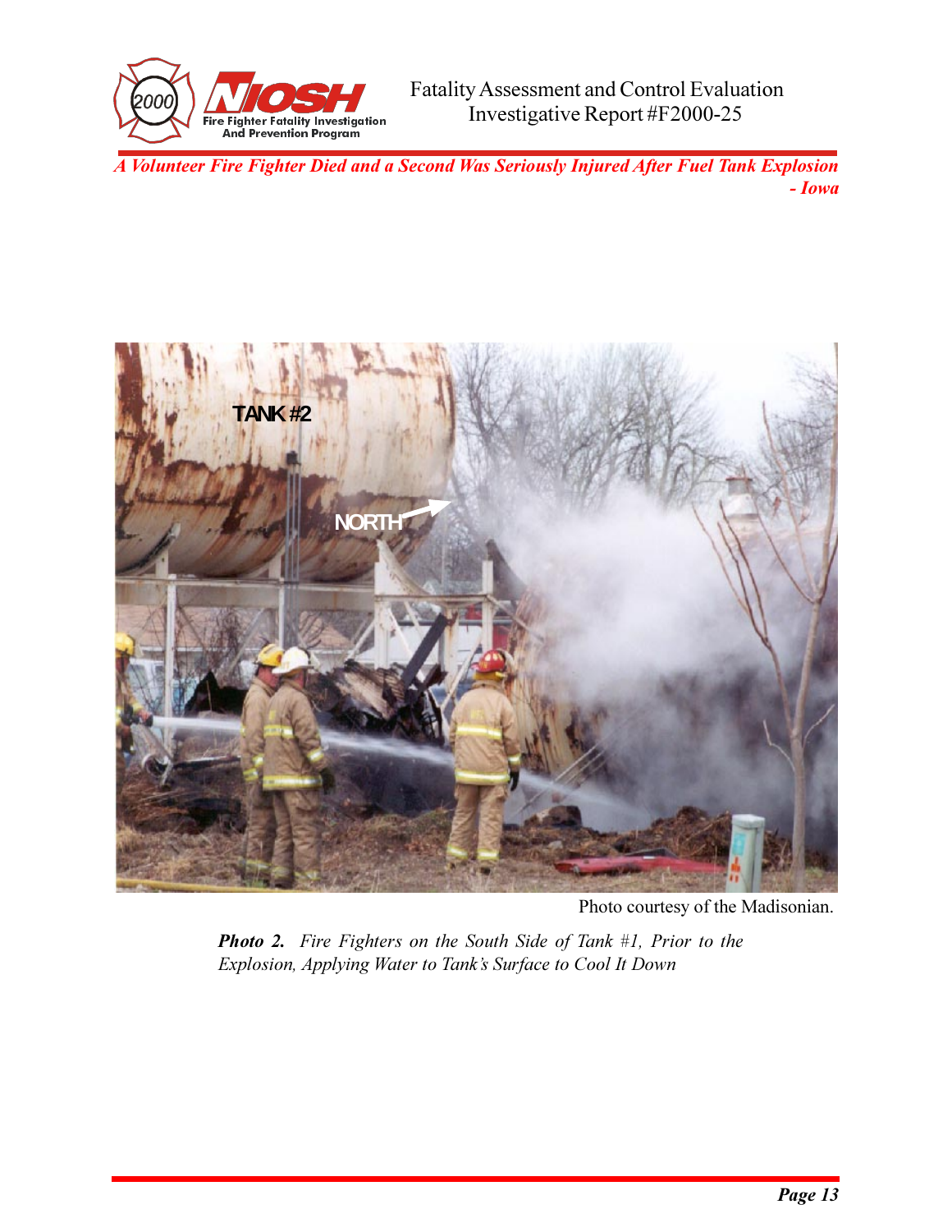Photo courtesy of the Madisonian.

***Photo 2.** Fire Fighters on the South Side of Tank #1, Prior to the Explosion, Applying Water to Tank's Surface to Cool It Down*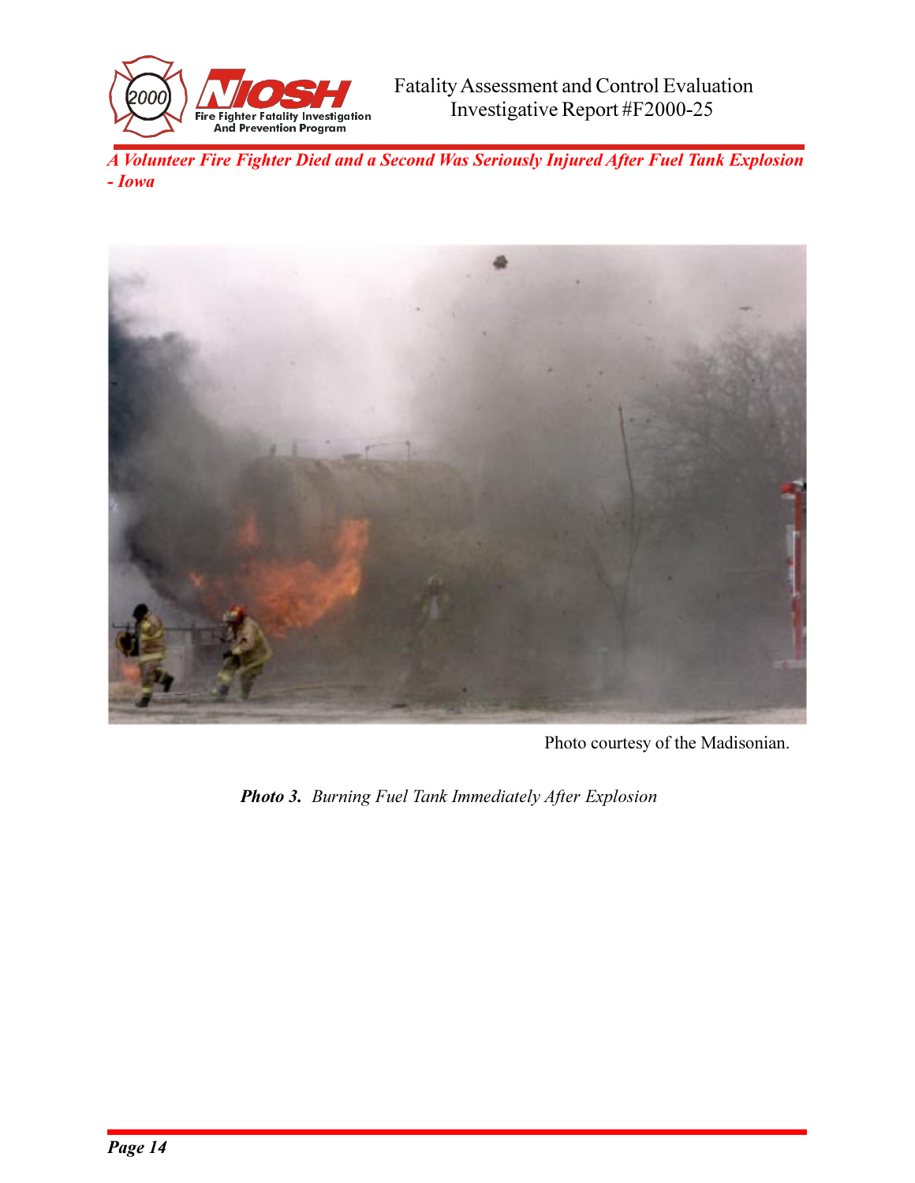Photo courtesy of the Madisonian.

***Photo 3.*** *Burning Fuel Tank Immediately After Explosion*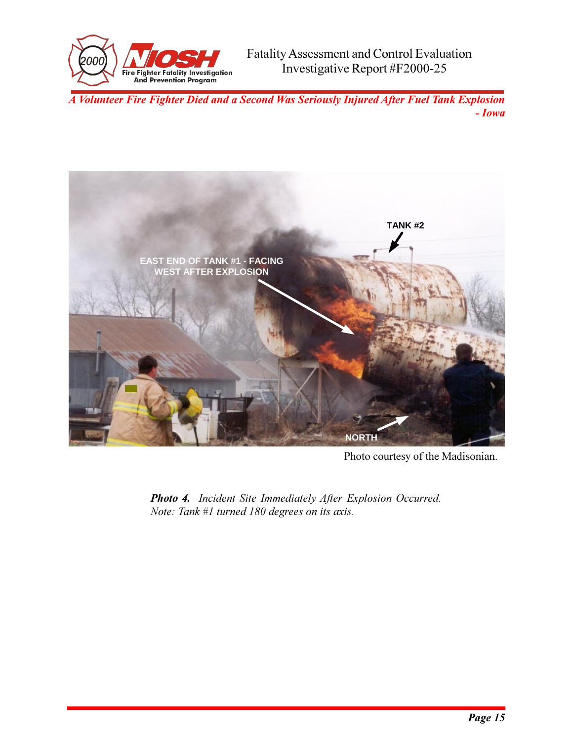EAST END OF TANK #1 - FACING WEST AFTER EXPLOSION

TANK #2

NORTH

Photo courtesy of the Madisonian.

***Photo 4.*** *Incident Site Immediately After Explosion Occurred.*
*Note: Tank #1 turned 180 degrees on its axis.*